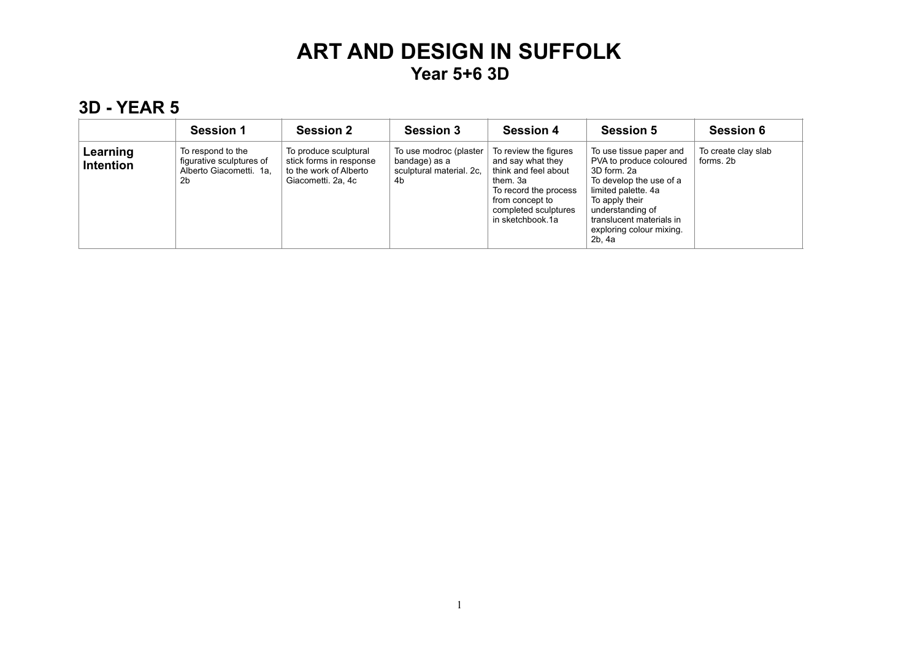# ART AND DESIGN IN SUFFOLK

## Year 5+6 3D

## 3D - YEAR 5

| | Session 1 | Session 2 | Session 3 | Session 4 | Session 5 | Session 6 |
|---|---|---|---|---|---|---|
| **Learning Intention** | To respond to the figurative sculptures of Alberto Giacometti. 1a, 2b | To produce sculptural stick forms in response to the work of Alberto Giacometti. 2a, 4c | To use modroc (plaster bandage) as a sculptural material. 2c, 4b | To review the figures and say what they think and feel about them. 3a<br>To record the process from concept to completed sculptures in sketchbook.1a | To use tissue paper and PVA to produce coloured 3D form. 2a<br>To develop the use of a limited palette. 4a<br>To apply their understanding of translucent materials in exploring colour mixing. 2b, 4a | To create clay slab forms. 2b |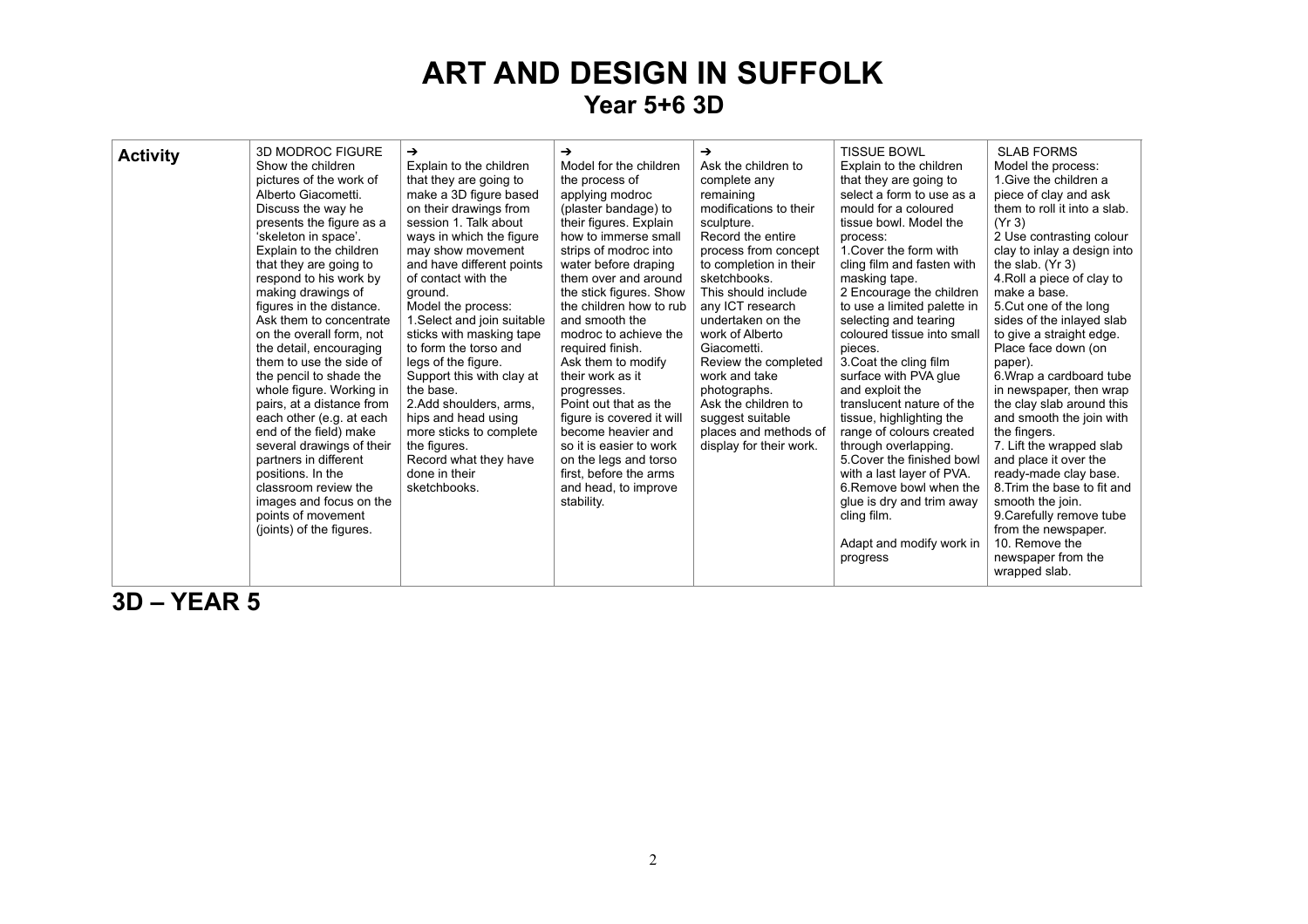# ART AND DESIGN IN SUFFOLK

## Year 5+6 3D

| Activity | 3D MODROC FIGURE Show the children pictures of the work of Alberto Giacometti. Discuss the way he presents the figure as a 'skeleton in space'. Explain to the children that they are going to respond to his work by making drawings of figures in the distance. Ask them to concentrate on the overall form, not the detail, encouraging them to use the side of the pencil to shade the whole figure. Working in pairs, at a distance from each other (e.g. at each end of the field) make several drawings of their partners in different positions. In the classroom review the images and focus on the points of movement (joints) of the figures. | ➔ Explain to the children that they are going to make a 3D figure based on their drawings from session 1. Talk about ways in which the figure may show movement and have different points of contact with the ground. Model the process: 1.Select and join suitable sticks with masking tape to form the torso and legs of the figure. Support this with clay at the base. 2.Add shoulders, arms, hips and head using more sticks to complete the figures. Record what they have done in their sketchbooks. | ➔ Model for the children the process of applying modroc (plaster bandage) to their figures. Explain how to immerse small strips of modroc into water before draping them over and around the stick figures. Show the children how to rub and smooth the modroc to achieve the required finish. Ask them to modify their work as it progresses. Point out that as the figure is covered it will become heavier and so it is easier to work on the legs and torso first, before the arms and head, to improve stability. | ➔ Ask the children to complete any remaining modifications to their sculpture. Record the entire process from concept to completion in their sketchbooks. This should include any ICT research undertaken on the work of Alberto Giacometti. Review the completed work and take photographs. Ask the children to suggest suitable places and methods of display for their work. | TISSUE BOWL Explain to the children that they are going to select a form to use as a mould for a coloured tissue bowl. Model the process: 1.Cover the form with cling film and fasten with masking tape. 2 Encourage the children to use a limited palette in selecting and tearing coloured tissue into small pieces. 3.Coat the cling film surface with PVA glue and exploit the translucent nature of the tissue, highlighting the range of colours created through overlapping. 5.Cover the finished bowl with a last layer of PVA. 6.Remove bowl when the glue is dry and trim away cling film. Adapt and modify work in progress | SLAB FORMS Model the process: 1.Give the children a piece of clay and ask them to roll it into a slab. (Yr 3) 2 Use contrasting colour clay to inlay a design into the slab. (Yr 3) 4.Roll a piece of clay to make a base. 5.Cut one of the long sides of the inlayed slab to give a straight edge. Place face down (on paper). 6.Wrap a cardboard tube in newspaper, then wrap the clay slab around this and smooth the join with the fingers. 7. Lift the wrapped slab and place it over the ready-made clay base. 8.Trim the base to fit and smooth the join. 9.Carefully remove tube from the newspaper. 10. Remove the newspaper from the wrapped slab. |
|---|---|---|---|---|---|---|

# 3D – YEAR 5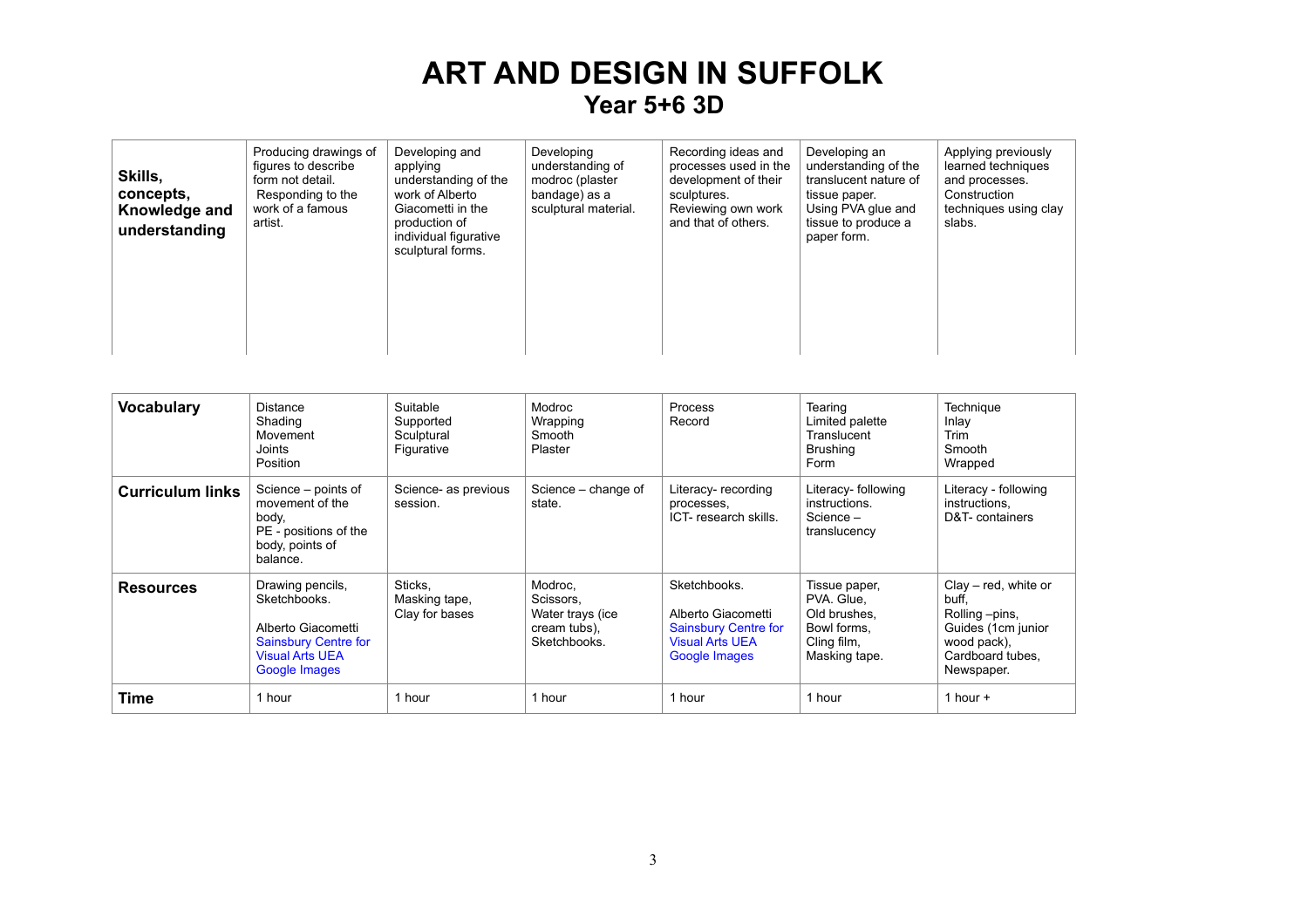# ART AND DESIGN IN SUFFOLK

## Year 5+6 3D

| **Skills, concepts, Knowledge and understanding** | Producing drawings of figures to describe form not detail. Responding to the work of a famous artist. | Developing and applying understanding of the work of Alberto Giacometti in the production of individual figurative sculptural forms. | Developing understanding of modroc (plaster bandage) as a sculptural material. | Recording ideas and processes used in the development of their sculptures. Reviewing own work and that of others. | Developing an understanding of the translucent nature of tissue paper. Using PVA glue and tissue to produce a paper form. | Applying previously learned techniques and processes. Construction techniques using clay slabs. |
|---|---|---|---|---|---|---|

| **Vocabulary** | Distance<br>Shading<br>Movement<br>Joints<br>Position | Suitable<br>Supported<br>Sculptural<br>Figurative | Modroc<br>Wrapping<br>Smooth<br>Plaster | Process<br>Record | Tearing<br>Limited palette<br>Translucent<br>Brushing<br>Form | Technique<br>Inlay<br>Trim<br>Smooth<br>Wrapped |
|---|---|---|---|---|---|---|
| **Curriculum links** | Science – points of movement of the body,<br>PE - positions of the body, points of balance. | Science- as previous session. | Science – change of state. | Literacy- recording processes,<br>ICT- research skills. | Literacy- following instructions.<br>Science – translucency | Literacy - following instructions,<br>D&T- containers |
| **Resources** | Drawing pencils,<br>Sketchbooks.<br><br>Alberto Giacometti<br>Sainsbury Centre for Visual Arts UEA<br>Google Images | Sticks,<br>Masking tape,<br>Clay for bases | Modroc,<br>Scissors,<br>Water trays (ice cream tubs),<br>Sketchbooks. | Sketchbooks.<br><br>Alberto Giacometti<br>Sainsbury Centre for Visual Arts UEA<br>Google Images | Tissue paper,<br>PVA. Glue,<br>Old brushes,<br>Bowl forms,<br>Cling film,<br>Masking tape. | Clay – red, white or buff,<br>Rolling –pins,<br>Guides (1cm junior wood pack),<br>Cardboard tubes,<br>Newspaper. |
| **Time** | 1 hour | 1 hour | 1 hour | 1 hour | 1 hour | 1 hour + |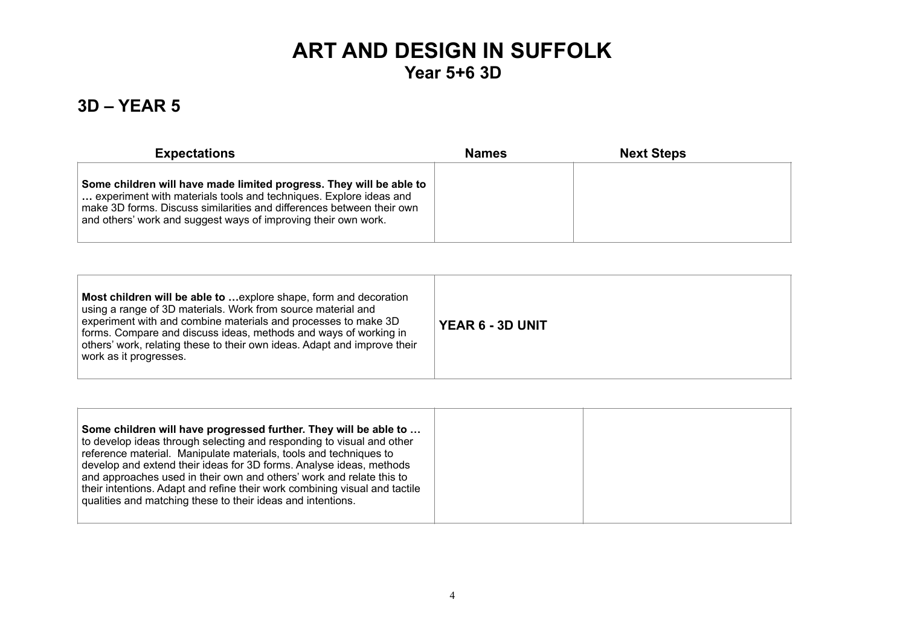# ART AND DESIGN IN SUFFOLK

## Year 5+6 3D

## 3D – YEAR 5

| Expectations | Names | Next Steps |
|---|---|---|
| **Some children will have made limited progress. They will be able to …** experiment with materials tools and techniques. Explore ideas and make 3D forms. Discuss similarities and differences between their own and others' work and suggest ways of improving their own work. | | |
| **Most children will be able to …**explore shape, form and decoration using a range of 3D materials. Work from source material and experiment with and combine materials and processes to make 3D forms. Compare and discuss ideas, methods and ways of working in others' work, relating these to their own ideas. Adapt and improve their work as it progresses. | **YEAR 6 - 3D UNIT** | |
| **Some children will have progressed further. They will be able to …** to develop ideas through selecting and responding to visual and other reference material. Manipulate materials, tools and techniques to develop and extend their ideas for 3D forms. Analyse ideas, methods and approaches used in their own and others' work and relate this to their intentions. Adapt and refine their work combining visual and tactile qualities and matching these to their ideas and intentions. | | |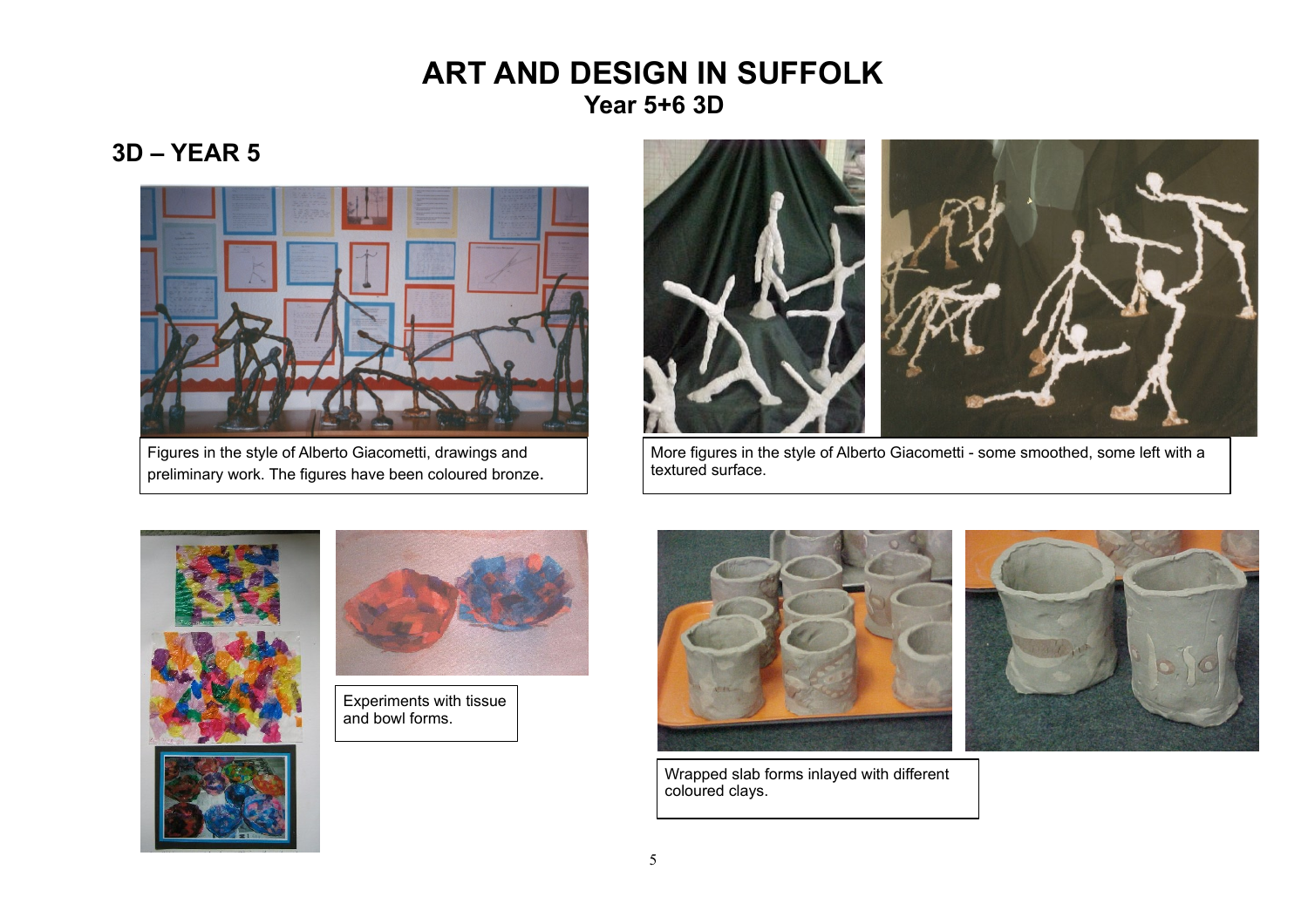# ART AND DESIGN IN SUFFOLK

## Year 5+6 3D

## 3D – YEAR 5

Figures in the style of Alberto Giacometti, drawings and preliminary work. The figures have been coloured bronze.

More figures in the style of Alberto Giacometti - some smoothed, some left with a textured surface.

Experiments with tissue and bowl forms.

Wrapped slab forms inlayed with different coloured clays.